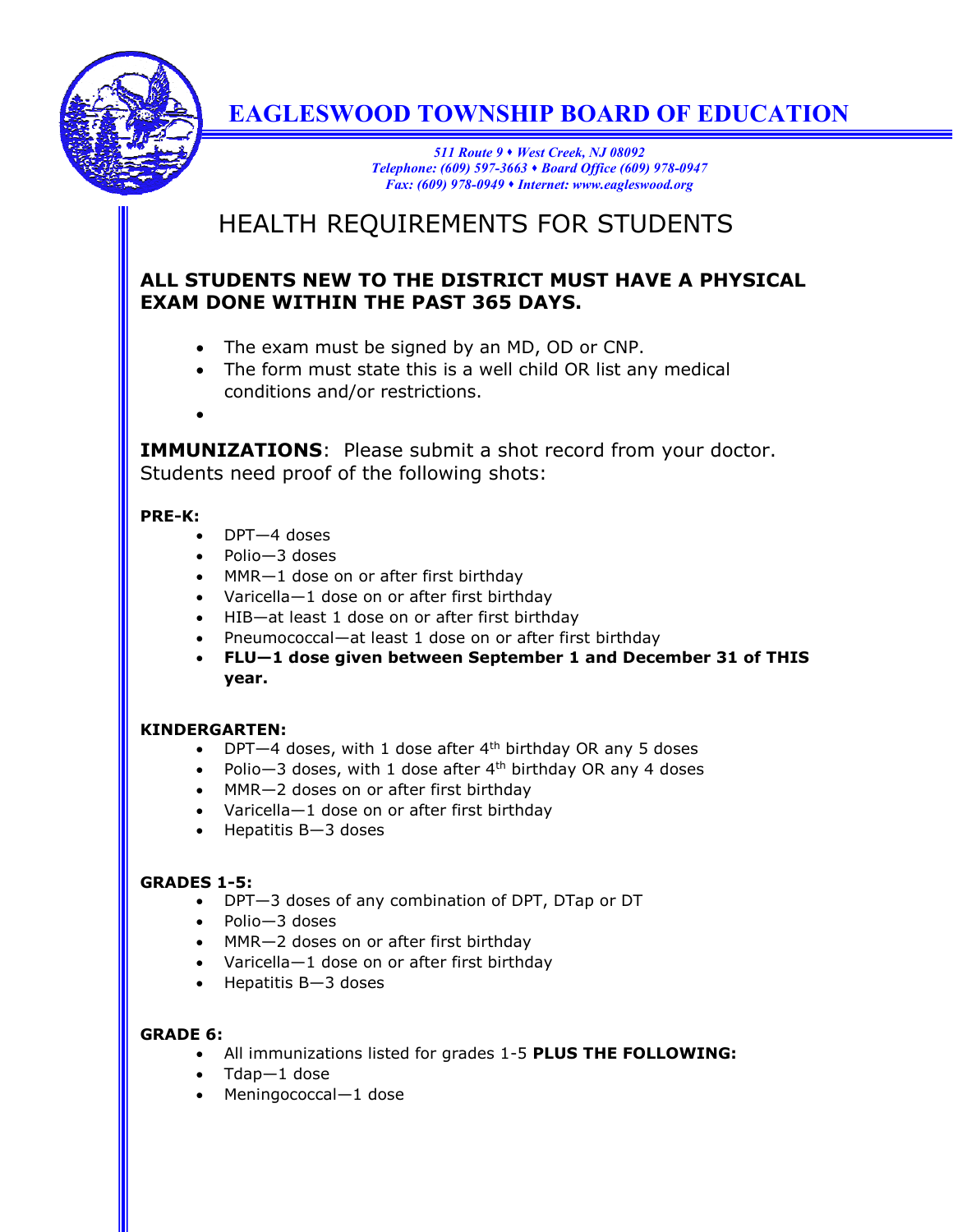# EAGLESWOOD TOWNSHIP BOARD OF EDUCATION

*511 Route 9 ♦ West Creek, NJ 08092*
*Telephone: (609) 597-3663 ♦ Board Office (609) 978-0947*
*Fax: (609) 978-0949 ♦ Internet: www.eagleswood.org*

## HEALTH REQUIREMENTS FOR STUDENTS

**ALL STUDENTS NEW TO THE DISTRICT MUST HAVE A PHYSICAL EXAM DONE WITHIN THE PAST 365 DAYS.**

- The exam must be signed by an MD, OD or CNP.
- The form must state this is a well child OR list any medical conditions and/or restrictions.

**IMMUNIZATIONS**: Please submit a shot record from your doctor. Students need proof of the following shots:

**PRE-K:**

- DPT—4 doses
- Polio—3 doses
- MMR—1 dose on or after first birthday
- Varicella—1 dose on or after first birthday
- HIB—at least 1 dose on or after first birthday
- Pneumococcal—at least 1 dose on or after first birthday
- **FLU—1 dose given between September 1 and December 31 of THIS year.**

**KINDERGARTEN:**

- DPT—4 doses, with 1 dose after 4th birthday OR any 5 doses
- Polio—3 doses, with 1 dose after 4th birthday OR any 4 doses
- MMR—2 doses on or after first birthday
- Varicella—1 dose on or after first birthday
- Hepatitis B—3 doses

**GRADES 1-5:**

- DPT—3 doses of any combination of DPT, DTap or DT
- Polio—3 doses
- MMR—2 doses on or after first birthday
- Varicella—1 dose on or after first birthday
- Hepatitis B—3 doses

**GRADE 6:**

- All immunizations listed for grades 1-5 **PLUS THE FOLLOWING:**
- Tdap—1 dose
- Meningococcal—1 dose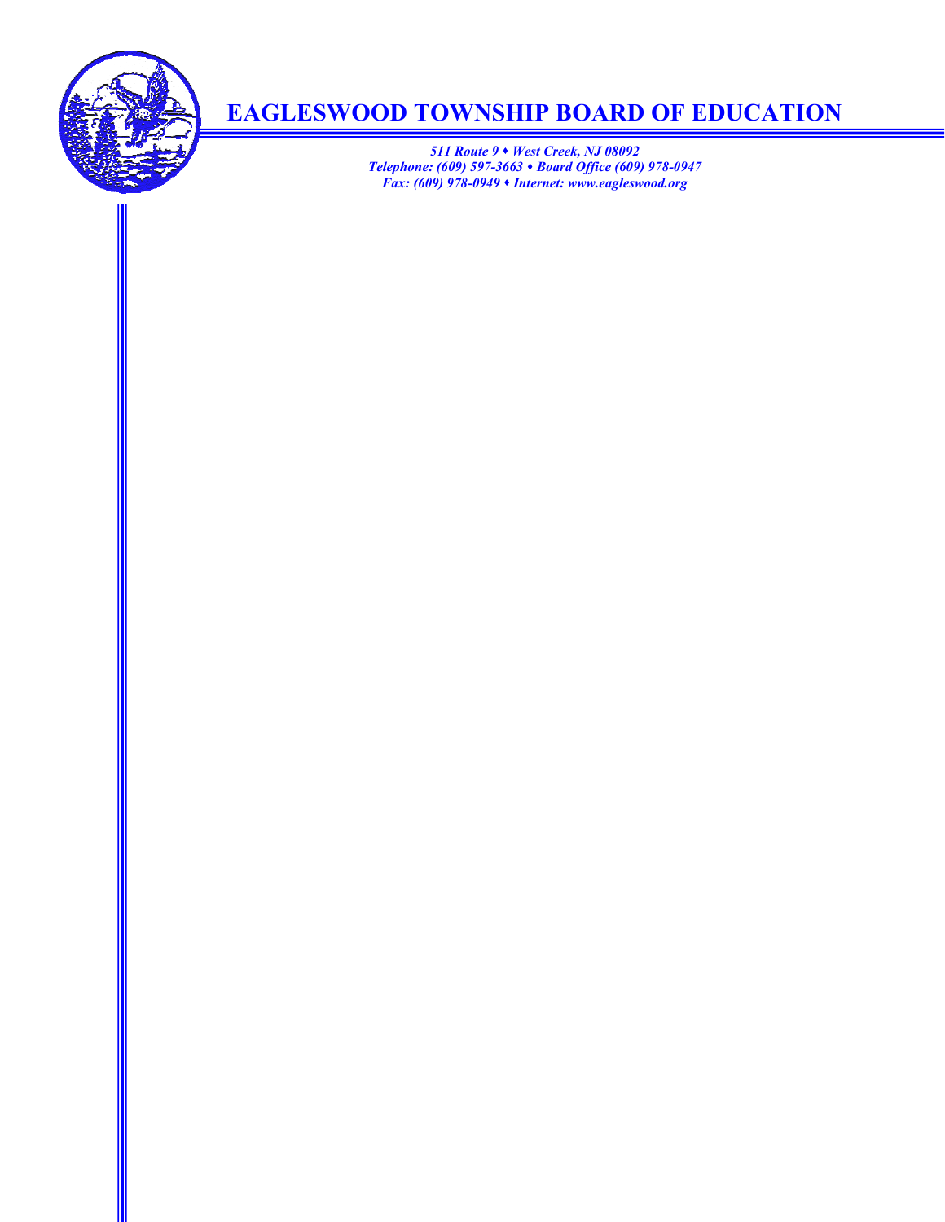# EAGLESWOOD TOWNSHIP BOARD OF EDUCATION

*511 Route 9 • West Creek, NJ 08092*
*Telephone: (609) 597-3663 • Board Office (609) 978-0947*
*Fax: (609) 978-0949 • Internet: www.eagleswood.org*